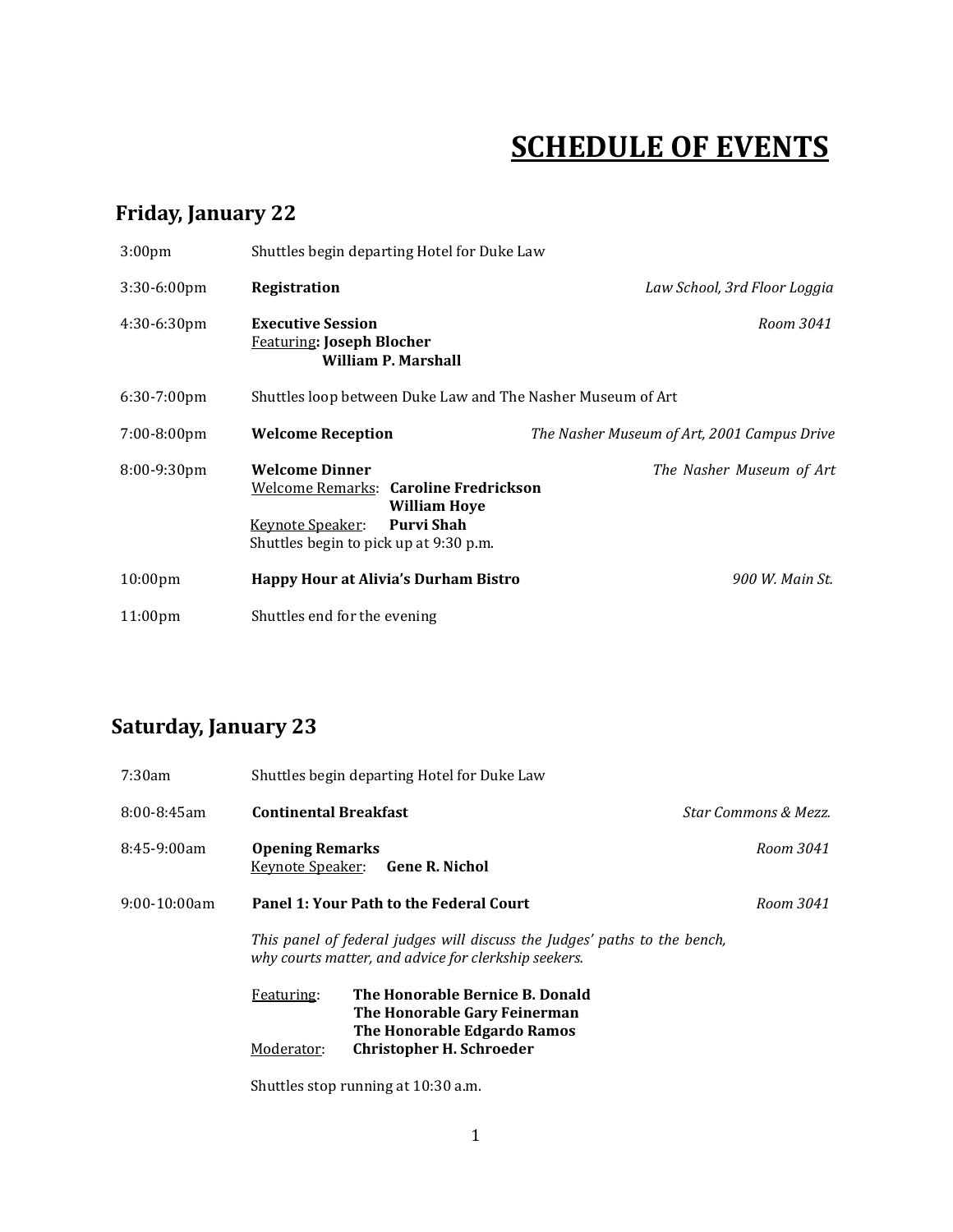# SCHEDULE OF EVENTS

## Friday, January 22

| Time | Event | Location |
|---|---|---|
| 3:00pm | Shuttles begin departing Hotel for Duke Law | |
| 3:30-6:00pm | **Registration** | *Law School, 3rd Floor Loggia* |
| 4:30-6:30pm | **Executive Session**<br>Featuring: **Joseph Blocher**<br>**William P. Marshall** | *Room 3041* |
| 6:30-7:00pm | Shuttles loop between Duke Law and The Nasher Museum of Art | |
| 7:00-8:00pm | **Welcome Reception** | *The Nasher Museum of Art, 2001 Campus Drive* |
| 8:00-9:30pm | **Welcome Dinner**<br>Welcome Remarks: **Caroline Fredrickson**<br>**William Hoye**<br>Keynote Speaker: **Purvi Shah**<br>Shuttles begin to pick up at 9:30 p.m. | *The Nasher Museum of Art* |
| 10:00pm | **Happy Hour at Alivia's Durham Bistro** | *900 W. Main St.* |
| 11:00pm | Shuttles end for the evening | |

## Saturday, January 23

| Time | Event | Location |
|---|---|---|
| 7:30am | Shuttles begin departing Hotel for Duke Law | |
| 8:00-8:45am | **Continental Breakfast** | *Star Commons & Mezz.* |
| 8:45-9:00am | **Opening Remarks**<br>Keynote Speaker: **Gene R. Nichol** | *Room 3041* |
| 9:00-10:00am | **Panel 1: Your Path to the Federal Court**<br>*This panel of federal judges will discuss the Judges' paths to the bench, why courts matter, and advice for clerkship seekers.*<br>Featuring: **The Honorable Bernice B. Donald**<br>**The Honorable Gary Feinerman**<br>**The Honorable Edgardo Ramos**<br>Moderator: **Christopher H. Schroeder**<br>Shuttles stop running at 10:30 a.m. | *Room 3041* |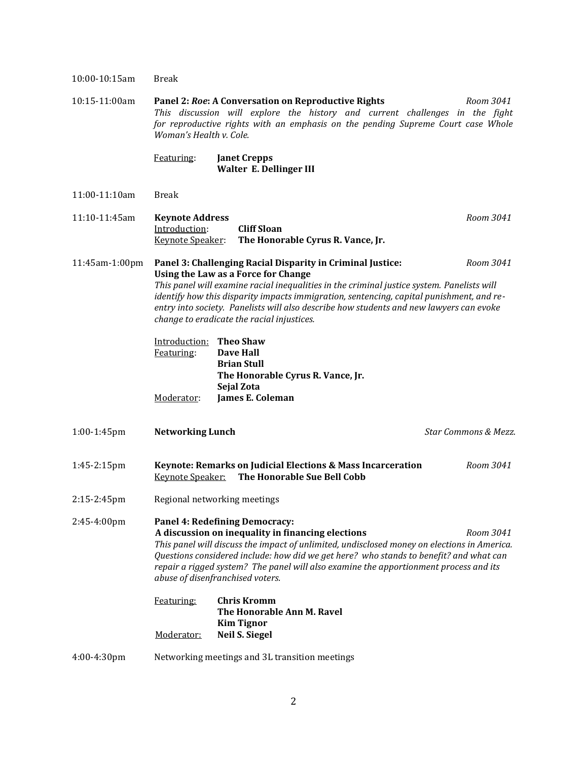10:00-10:15am Break

10:15-11:00am **Panel 2: *Roe*: A Conversation on Reproductive Rights** *Room 3041*

*This discussion will explore the history and current challenges in the fight for reproductive rights with an emphasis on the pending Supreme Court case Whole Woman's Health v. Cole.*

Featuring: **Janet Crepps**
**Walter E. Dellinger III**

11:00-11:10am Break

11:10-11:45am **Keynote Address** *Room 3041*

Introduction: **Cliff Sloan**
Keynote Speaker: **The Honorable Cyrus R. Vance, Jr.**

11:45am-1:00pm **Panel 3: Challenging Racial Disparity in Criminal Justice: Using the Law as a Force for Change** *Room 3041*

*This panel will examine racial inequalities in the criminal justice system. Panelists will identify how this disparity impacts immigration, sentencing, capital punishment, and re-entry into society. Panelists will also describe how students and new lawyers can evoke change to eradicate the racial injustices.*

Introduction: **Theo Shaw**
Featuring: **Dave Hall**
**Brian Stull**
**The Honorable Cyrus R. Vance, Jr.**
**Sejal Zota**
Moderator: **James E. Coleman**

1:00-1:45pm **Networking Lunch** *Star Commons & Mezz.*

1:45-2:15pm **Keynote: Remarks on Judicial Elections & Mass Incarceration** *Room 3041*

Keynote Speaker: **The Honorable Sue Bell Cobb**

2:15-2:45pm Regional networking meetings

2:45-4:00pm **Panel 4: Redefining Democracy: A discussion on inequality in financing elections** *Room 3041*

*This panel will discuss the impact of unlimited, undisclosed money on elections in America. Questions considered include: how did we get here? who stands to benefit? and what can repair a rigged system? The panel will also examine the apportionment process and its abuse of disenfranchised voters.*

Featuring: **Chris Kromm**
**The Honorable Ann M. Ravel**
**Kim Tignor**
Moderator: **Neil S. Siegel**

4:00-4:30pm Networking meetings and 3L transition meetings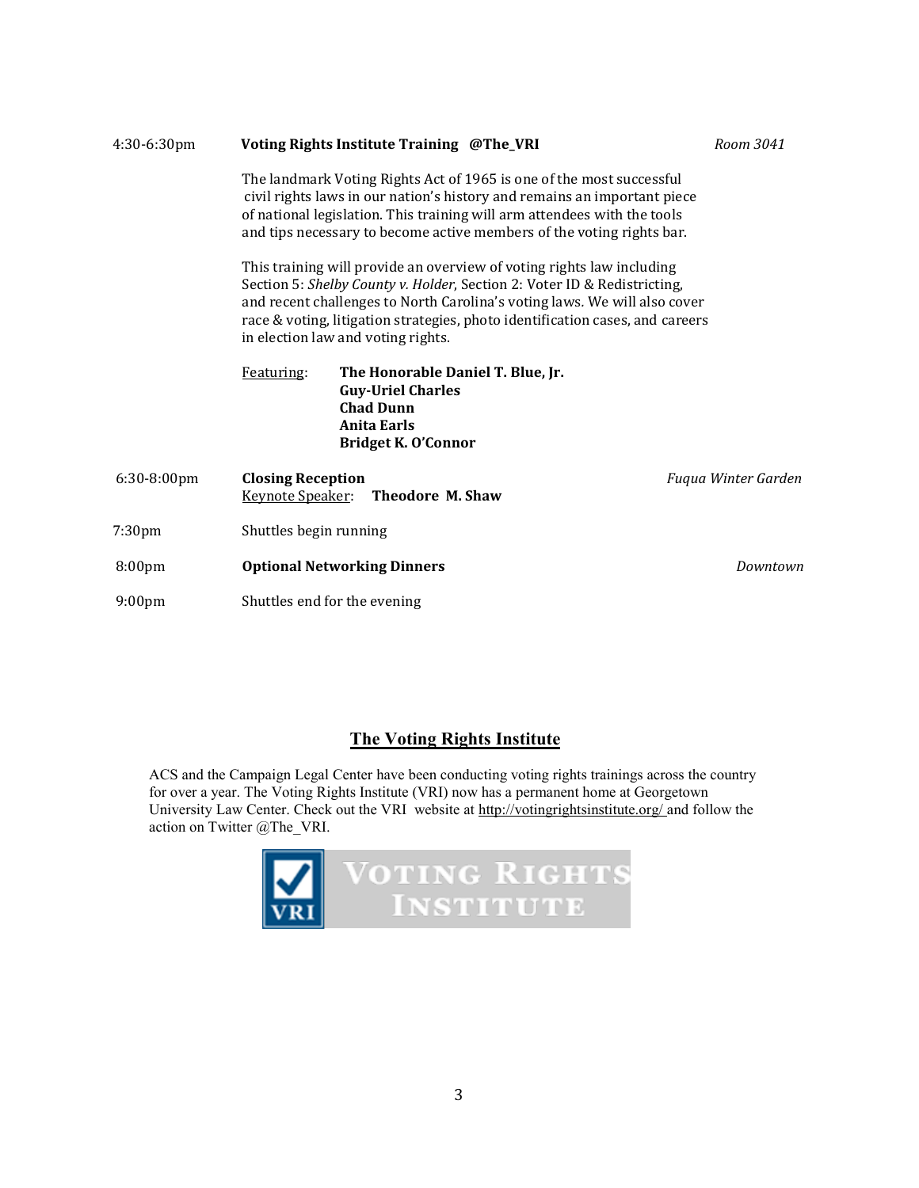4:30-6:30pm **Voting Rights Institute Training @The_VRI** *Room 3041*

The landmark Voting Rights Act of 1965 is one of the most successful civil rights laws in our nation's history and remains an important piece of national legislation. This training will arm attendees with the tools and tips necessary to become active members of the voting rights bar.

This training will provide an overview of voting rights law including Section 5: *Shelby County v. Holder*, Section 2: Voter ID & Redistricting, and recent challenges to North Carolina's voting laws. We will also cover race & voting, litigation strategies, photo identification cases, and careers in election law and voting rights.

Featuring:
**The Honorable Daniel T. Blue, Jr.**
**Guy-Uriel Charles**
**Chad Dunn**
**Anita Earls**
**Bridget K. O'Connor**

6:30-8:00pm **Closing Reception** *Fuqua Winter Garden*
Keynote Speaker: **Theodore M. Shaw**

7:30pm Shuttles begin running

8:00pm **Optional Networking Dinners** *Downtown*

9:00pm Shuttles end for the evening

## The Voting Rights Institute

ACS and the Campaign Legal Center have been conducting voting rights trainings across the country for over a year. The Voting Rights Institute (VRI) now has a permanent home at Georgetown University Law Center. Check out the VRI website at http://votingrightsinstitute.org/ and follow the action on Twitter @The_VRI.

VRI VOTING RIGHTS INSTITUTE